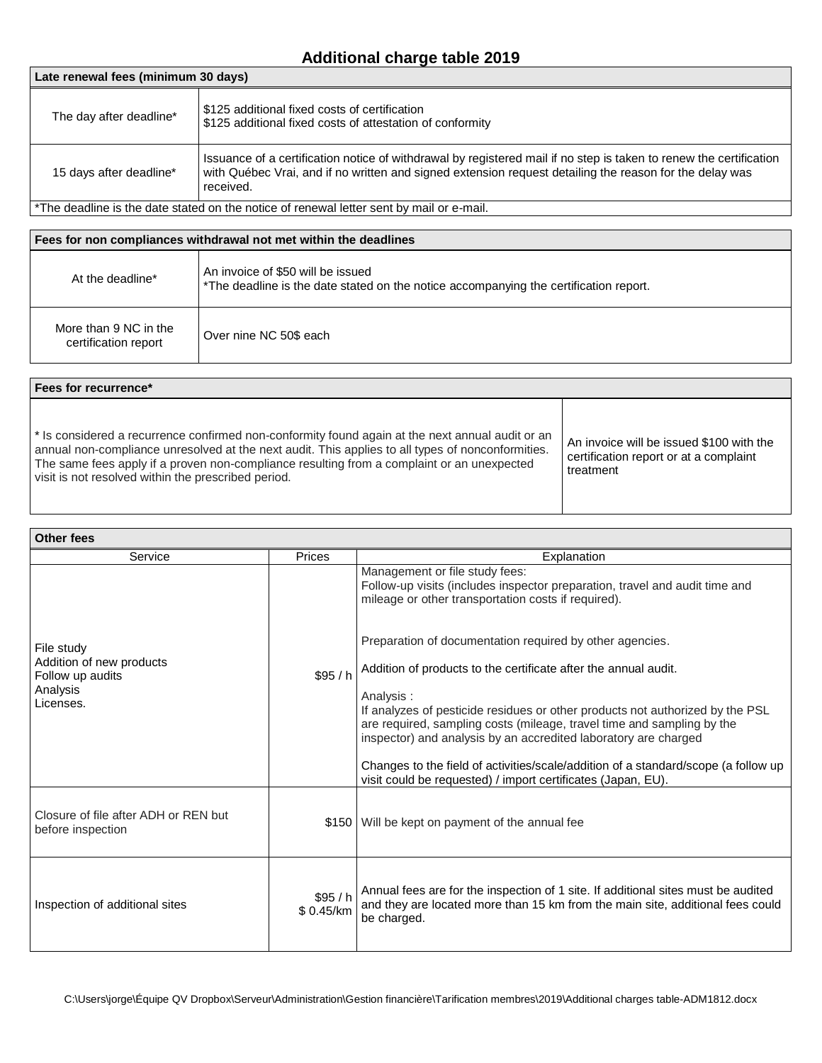# Additional charge table 2019

| Late renewal fees (minimum 30 days) | |
|---|---|
| The day after deadline* | $125 additional fixed costs of certification<br>$125 additional fixed costs of attestation of conformity |
| 15 days after deadline* | Issuance of a certification notice of withdrawal by registered mail if no step is taken to renew the certification with Québec Vrai, and if no written and signed extension request detailing the reason for the delay was received. |
| *The deadline is the date stated on the notice of renewal letter sent by mail or e-mail. | |

| Fees for non compliances withdrawal not met within the deadlines | |
|---|---|
| At the deadline* | An invoice of $50 will be issued<br>*The deadline is the date stated on the notice accompanying the certification report. |
| More than 9 NC in the certification report | Over nine NC 50$ each |

| Fees for recurrence* | |
|---|---|
| * Is considered a recurrence confirmed non-conformity found again at the next annual audit or an annual non-compliance unresolved at the next audit. This applies to all types of nonconformities. The same fees apply if a proven non-compliance resulting from a complaint or an unexpected visit is not resolved within the prescribed period. | An invoice will be issued $100 with the certification report or at a complaint treatment |

**Other fees**

| Service | Prices | Explanation |
|---|---|---|
| File study<br>Addition of new products<br>Follow up audits<br>Analysis<br>Licenses. | $95 / h | Management or file study fees:<br>Follow-up visits (includes inspector preparation, travel and audit time and mileage or other transportation costs if required).<br><br>Preparation of documentation required by other agencies.<br><br>Addition of products to the certificate after the annual audit.<br><br>Analysis :<br>If analyzes of pesticide residues or other products not authorized by the PSL are required, sampling costs (mileage, travel time and sampling by the inspector) and analysis by an accredited laboratory are charged<br><br>Changes to the field of activities/scale/addition of a standard/scope (a follow up visit could be requested) / import certificates (Japan, EU). |
| Closure of file after ADH or REN but before inspection | $150 | Will be kept on payment of the annual fee |
| Inspection of additional sites | $95 / h<br>$ 0.45/km | Annual fees are for the inspection of 1 site. If additional sites must be audited and they are located more than 15 km from the main site, additional fees could be charged. |

C:\Users\jorge\Équipe QV Dropbox\Serveur\Administration\Gestion financière\Tarification membres\2019\Additional charges table-ADM1812.docx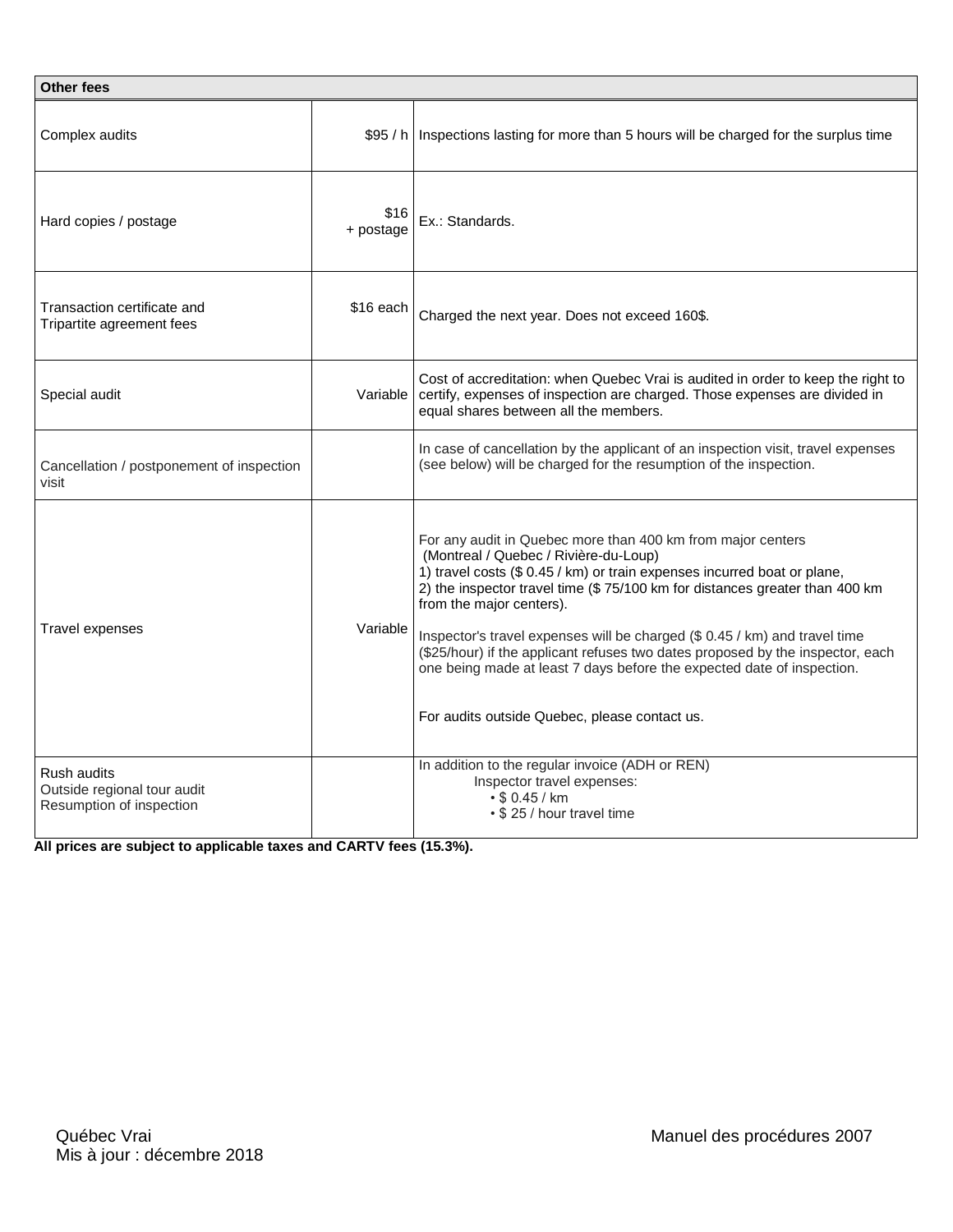| Other fees | | |
|---|---|---|
| Complex audits | $95 / h | Inspections lasting for more than 5 hours will be charged for the surplus time |
| Hard copies / postage | $16 + postage | Ex.: Standards. |
| Transaction certificate and Tripartite agreement fees | $16 each | Charged the next year. Does not exceed 160$. |
| Special audit | Variable | Cost of accreditation: when Quebec Vrai is audited in order to keep the right to certify, expenses of inspection are charged. Those expenses are divided in equal shares between all the members. |
| Cancellation / postponement of inspection visit | | In case of cancellation by the applicant of an inspection visit, travel expenses (see below) will be charged for the resumption of the inspection. |
| Travel expenses | Variable | For any audit in Quebec more than 400 km from major centers (Montreal / Quebec / Rivière-du-Loup)<br>1) travel costs ($ 0.45 / km) or train expenses incurred boat or plane,<br>2) the inspector travel time ($ 75/100 km for distances greater than 400 km from the major centers).<br><br>Inspector's travel expenses will be charged ($ 0.45 / km) and travel time ($25/hour) if the applicant refuses two dates proposed by the inspector, each one being made at least 7 days before the expected date of inspection.<br><br>For audits outside Quebec, please contact us. |
| Rush audits<br>Outside regional tour audit<br>Resumption of inspection | | In addition to the regular invoice (ADH or REN)<br>Inspector travel expenses:<br>• $ 0.45 / km<br>• $ 25 / hour travel time |

**All prices are subject to applicable taxes and CARTV fees (15.3%).**

Québec Vrai
Mis à jour : décembre 2018

Manuel des procédures 2007